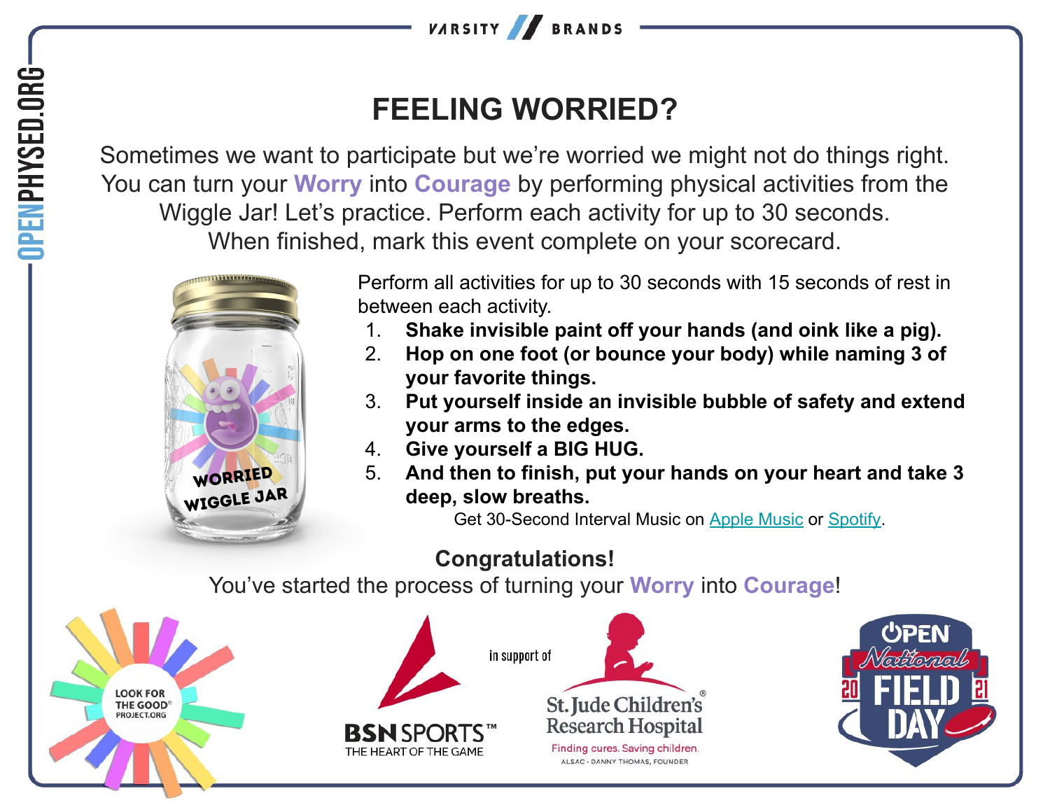# FEELING WORRIED?

Sometimes we want to participate but we're worried we might not do things right. You can turn your **Worry** into **Courage** by performing physical activities from the Wiggle Jar! Let's practice. Perform each activity for up to 30 seconds. When finished, mark this event complete on your scorecard.

Perform all activities for up to 30 seconds with 15 seconds of rest in between each activity.

1. **Shake invisible paint off your hands (and oink like a pig).**
2. **Hop on one foot (or bounce your body) while naming 3 of your favorite things.**
3. **Put yourself inside an invisible bubble of safety and extend your arms to the edges.**
4. **Give yourself a BIG HUG.**
5. **And then to finish, put your hands on your heart and take 3 deep, slow breaths.**

Get 30-Second Interval Music on Apple Music or Spotify.

**Congratulations!**

You've started the process of turning your **Worry** into **Courage**!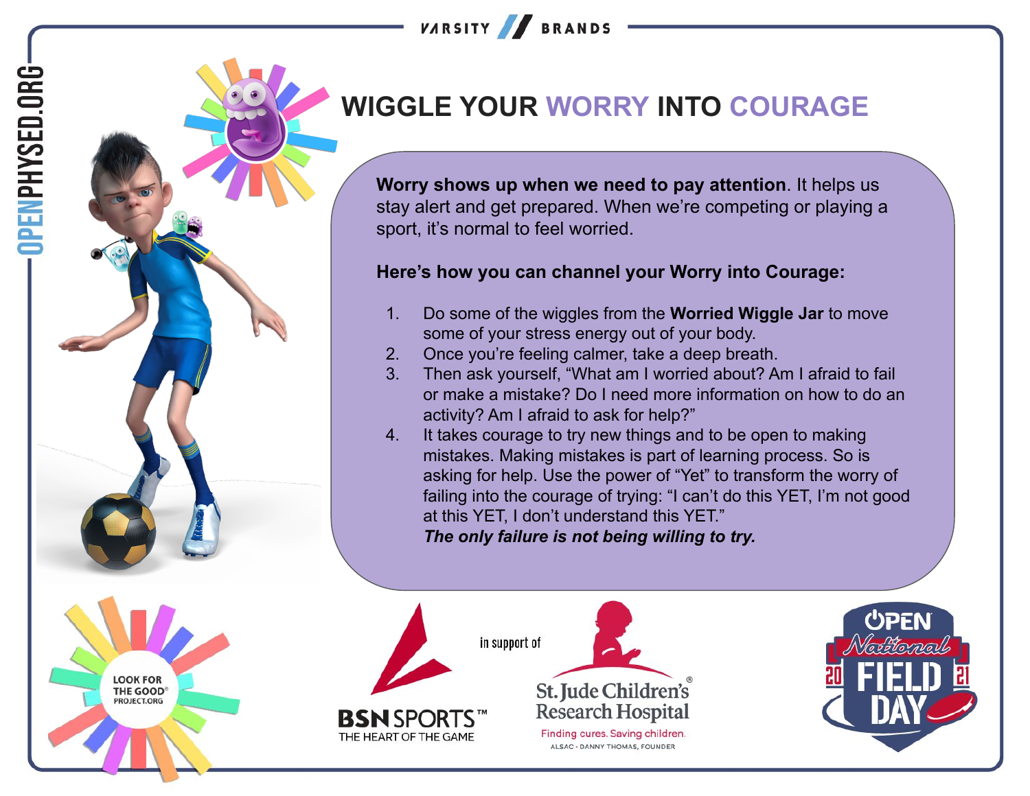# WIGGLE YOUR WORRY INTO COURAGE

**Worry shows up when we need to pay attention**. It helps us stay alert and get prepared. When we're competing or playing a sport, it's normal to feel worried.

**Here's how you can channel your Worry into Courage:**

1. Do some of the wiggles from the **Worried Wiggle Jar** to move some of your stress energy out of your body.
2. Once you're feeling calmer, take a deep breath.
3. Then ask yourself, "What am I worried about? Am I afraid to fail or make a mistake? Do I need more information on how to do an activity? Am I afraid to ask for help?"
4. It takes courage to try new things and to be open to making mistakes. Making mistakes is part of learning process. So is asking for help. Use the power of "Yet" to transform the worry of failing into the courage of trying: "I can't do this YET, I'm not good at this YET, I don't understand this YET."
   ***The only failure is not being willing to try.***

LOOK FOR THE GOOD® PROJECT.ORG

BSN SPORTS™ THE HEART OF THE GAME

in support of

St. Jude Children's® Research Hospital
Finding cures. Saving children.
ALSAC · DANNY THOMAS, FOUNDER

OPEN National FIELD DAY 2021